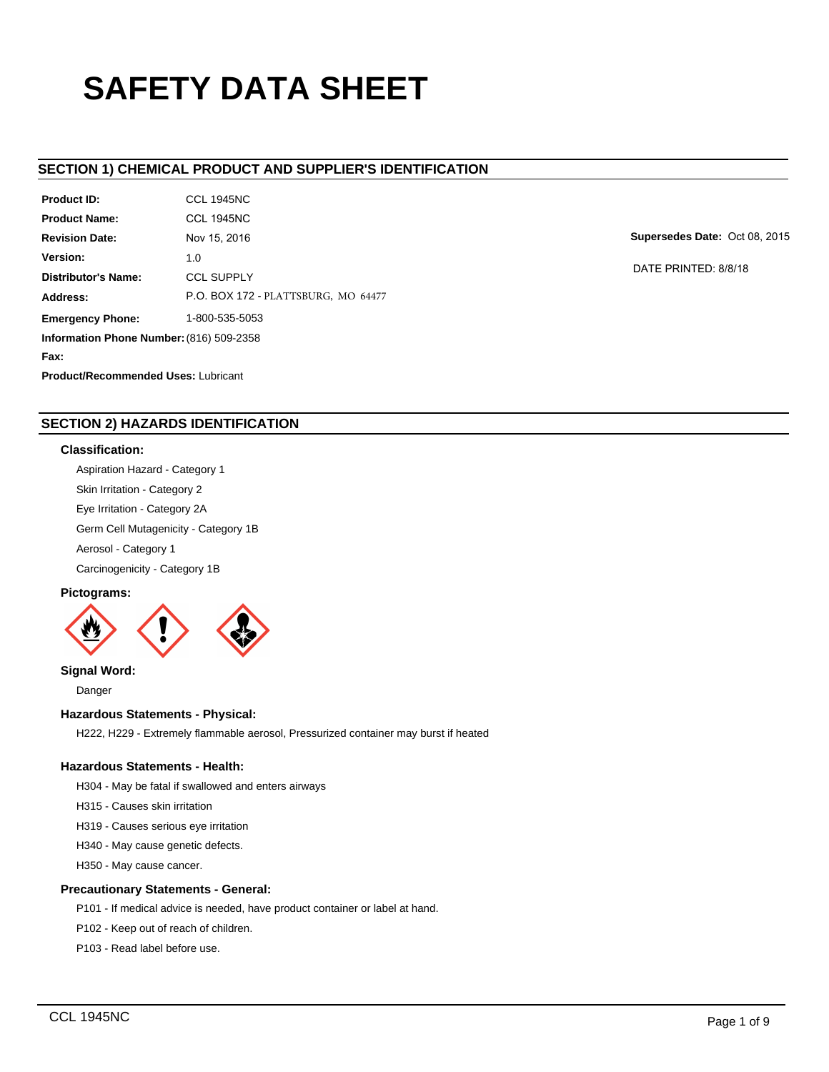# SAFETY DATA SHEET

## SECTION 1) CHEMICAL PRODUCT AND SUPPLIER'S IDENTIFICATION

**Product ID:** CCL 1945NC

**Product Name:** CCL 1945NC

**Revision Date:** Nov 15, 2016

**Supersedes Date:** Oct 08, 2015

**Version:** 1.0

DATE PRINTED: 8/8/18

**Distributor's Name:** CCL SUPPLY

**Address:** P.O. BOX 172 - PLATTSBURG, MO 64477

**Emergency Phone:** 1-800-535-5053

**Information Phone Number:** (816) 509-2358

**Fax:**

**Product/Recommended Uses:** Lubricant

## SECTION 2) HAZARDS IDENTIFICATION

### Classification:

Aspiration Hazard - Category 1

Skin Irritation - Category 2

Eye Irritation - Category 2A

Germ Cell Mutagenicity - Category 1B

Aerosol - Category 1

Carcinogenicity - Category 1B

### Pictograms:

### Signal Word:

Danger

### Hazardous Statements - Physical:

H222, H229 - Extremely flammable aerosol, Pressurized container may burst if heated

### Hazardous Statements - Health:

H304 - May be fatal if swallowed and enters airways

H315 - Causes skin irritation

H319 - Causes serious eye irritation

H340 - May cause genetic defects.

H350 - May cause cancer.

### Precautionary Statements - General:

P101 - If medical advice is needed, have product container or label at hand.

P102 - Keep out of reach of children.

P103 - Read label before use.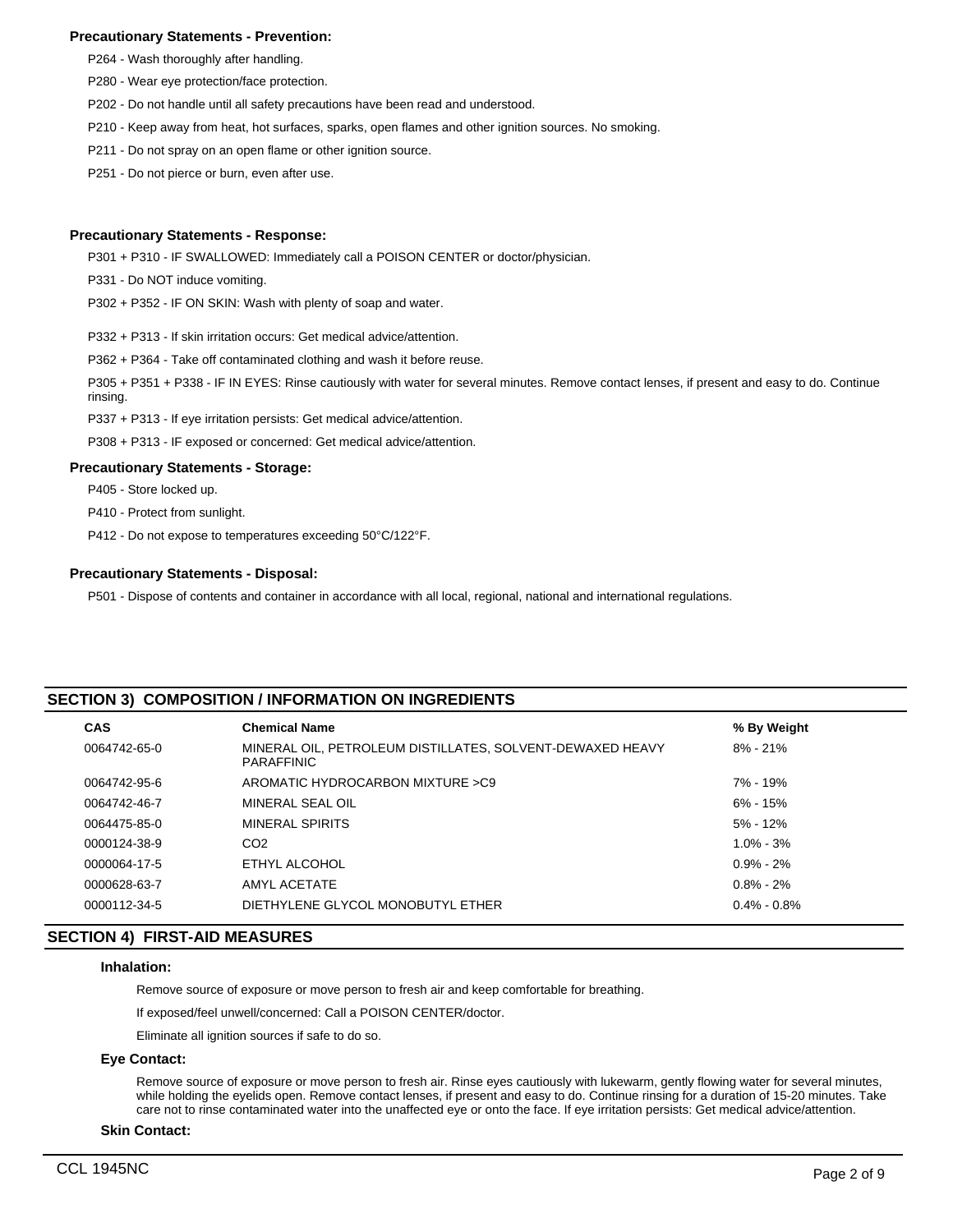**Precautionary Statements - Prevention:**

P264 - Wash thoroughly after handling.

P280 - Wear eye protection/face protection.

P202 - Do not handle until all safety precautions have been read and understood.

P210 - Keep away from heat, hot surfaces, sparks, open flames and other ignition sources. No smoking.

P211 - Do not spray on an open flame or other ignition source.

P251 - Do not pierce or burn, even after use.

**Precautionary Statements - Response:**

P301 + P310 - IF SWALLOWED: Immediately call a POISON CENTER or doctor/physician.

P331 - Do NOT induce vomiting.

P302 + P352 - IF ON SKIN: Wash with plenty of soap and water.

P332 + P313 - If skin irritation occurs: Get medical advice/attention.

P362 + P364 - Take off contaminated clothing and wash it before reuse.

P305 + P351 + P338 - IF IN EYES: Rinse cautiously with water for several minutes. Remove contact lenses, if present and easy to do. Continue rinsing.

P337 + P313 - If eye irritation persists: Get medical advice/attention.

P308 + P313 - IF exposed or concerned: Get medical advice/attention.

**Precautionary Statements - Storage:**

P405 - Store locked up.

P410 - Protect from sunlight.

P412 - Do not expose to temperatures exceeding 50°C/122°F.

**Precautionary Statements - Disposal:**

P501 - Dispose of contents and container in accordance with all local, regional, national and international regulations.

## SECTION 3) COMPOSITION / INFORMATION ON INGREDIENTS

| CAS | Chemical Name | % By Weight |
|---|---|---|
| 0064742-65-0 | MINERAL OIL, PETROLEUM DISTILLATES, SOLVENT-DEWAXED HEAVY PARAFFINIC | 8% - 21% |
| 0064742-95-6 | AROMATIC HYDROCARBON MIXTURE >C9 | 7% - 19% |
| 0064742-46-7 | MINERAL SEAL OIL | 6% - 15% |
| 0064475-85-0 | MINERAL SPIRITS | 5% - 12% |
| 0000124-38-9 | $CO_2$ | 1.0% - 3% |
| 0000064-17-5 | ETHYL ALCOHOL | 0.9% - 2% |
| 0000628-63-7 | AMYL ACETATE | 0.8% - 2% |
| 0000112-34-5 | DIETHYLENE GLYCOL MONOBUTYL ETHER | 0.4% - 0.8% |

## SECTION 4) FIRST-AID MEASURES

**Inhalation:**

Remove source of exposure or move person to fresh air and keep comfortable for breathing.

If exposed/feel unwell/concerned: Call a POISON CENTER/doctor.

Eliminate all ignition sources if safe to do so.

**Eye Contact:**

Remove source of exposure or move person to fresh air. Rinse eyes cautiously with lukewarm, gently flowing water for several minutes, while holding the eyelids open. Remove contact lenses, if present and easy to do. Continue rinsing for a duration of 15-20 minutes. Take care not to rinse contaminated water into the unaffected eye or onto the face. If eye irritation persists: Get medical advice/attention.

**Skin Contact:**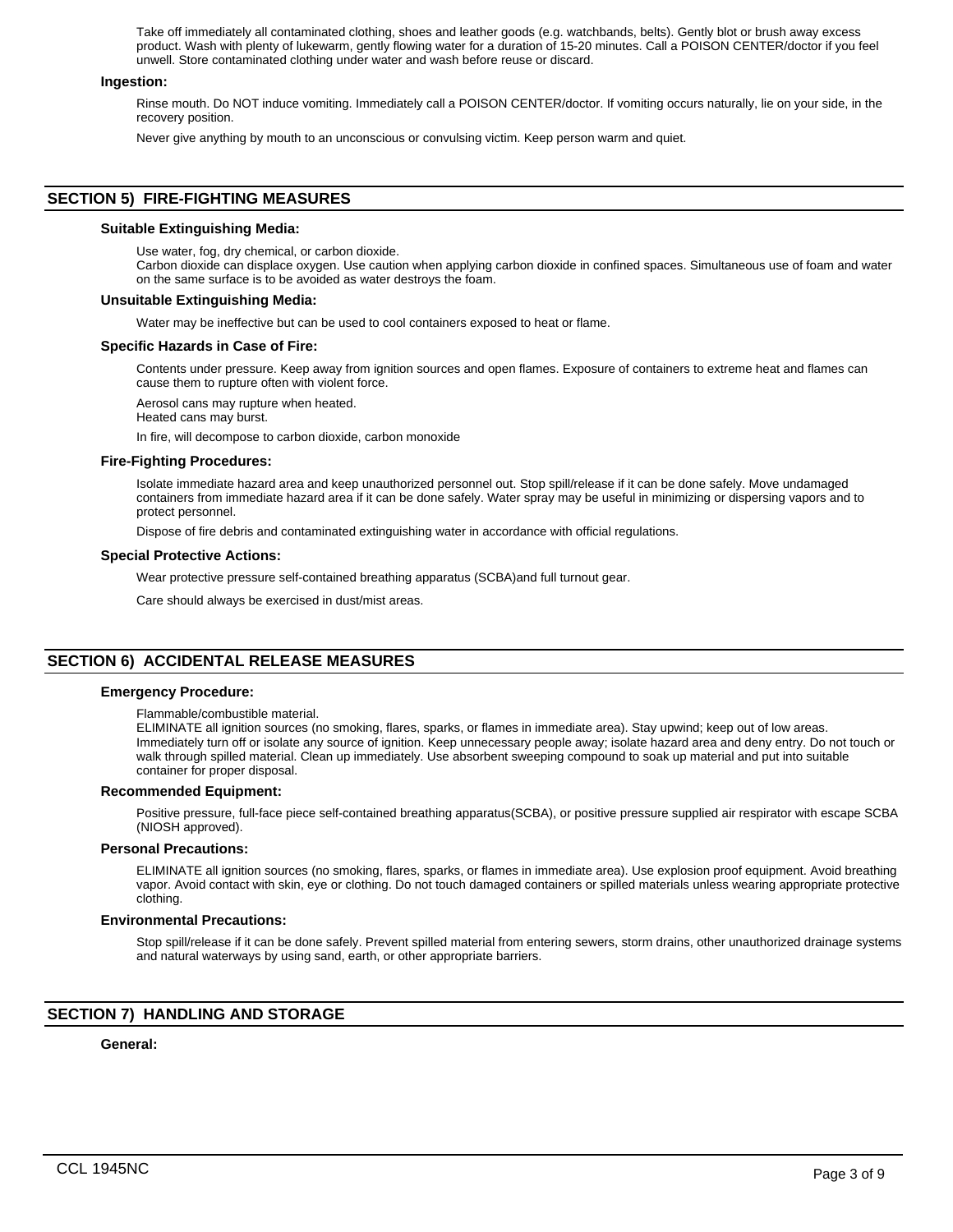Take off immediately all contaminated clothing, shoes and leather goods (e.g. watchbands, belts). Gently blot or brush away excess product. Wash with plenty of lukewarm, gently flowing water for a duration of 15-20 minutes. Call a POISON CENTER/doctor if you feel unwell. Store contaminated clothing under water and wash before reuse or discard.

**Ingestion:**

Rinse mouth. Do NOT induce vomiting. Immediately call a POISON CENTER/doctor. If vomiting occurs naturally, lie on your side, in the recovery position.

Never give anything by mouth to an unconscious or convulsing victim. Keep person warm and quiet.

## SECTION 5) FIRE-FIGHTING MEASURES

**Suitable Extinguishing Media:**

Use water, fog, dry chemical, or carbon dioxide.
Carbon dioxide can displace oxygen. Use caution when applying carbon dioxide in confined spaces. Simultaneous use of foam and water on the same surface is to be avoided as water destroys the foam.

**Unsuitable Extinguishing Media:**

Water may be ineffective but can be used to cool containers exposed to heat or flame.

**Specific Hazards in Case of Fire:**

Contents under pressure. Keep away from ignition sources and open flames. Exposure of containers to extreme heat and flames can cause them to rupture often with violent force.

Aerosol cans may rupture when heated.
Heated cans may burst.

In fire, will decompose to carbon dioxide, carbon monoxide

**Fire-Fighting Procedures:**

Isolate immediate hazard area and keep unauthorized personnel out. Stop spill/release if it can be done safely. Move undamaged containers from immediate hazard area if it can be done safely. Water spray may be useful in minimizing or dispersing vapors and to protect personnel.

Dispose of fire debris and contaminated extinguishing water in accordance with official regulations.

**Special Protective Actions:**

Wear protective pressure self-contained breathing apparatus (SCBA)and full turnout gear.

Care should always be exercised in dust/mist areas.

## SECTION 6) ACCIDENTAL RELEASE MEASURES

**Emergency Procedure:**

Flammable/combustible material.
ELIMINATE all ignition sources (no smoking, flares, sparks, or flames in immediate area). Stay upwind; keep out of low areas. Immediately turn off or isolate any source of ignition. Keep unnecessary people away; isolate hazard area and deny entry. Do not touch or walk through spilled material. Clean up immediately. Use absorbent sweeping compound to soak up material and put into suitable container for proper disposal.

**Recommended Equipment:**

Positive pressure, full-face piece self-contained breathing apparatus(SCBA), or positive pressure supplied air respirator with escape SCBA (NIOSH approved).

**Personal Precautions:**

ELIMINATE all ignition sources (no smoking, flares, sparks, or flames in immediate area). Use explosion proof equipment. Avoid breathing vapor. Avoid contact with skin, eye or clothing. Do not touch damaged containers or spilled materials unless wearing appropriate protective clothing.

**Environmental Precautions:**

Stop spill/release if it can be done safely. Prevent spilled material from entering sewers, storm drains, other unauthorized drainage systems and natural waterways by using sand, earth, or other appropriate barriers.

## SECTION 7) HANDLING AND STORAGE

**General:**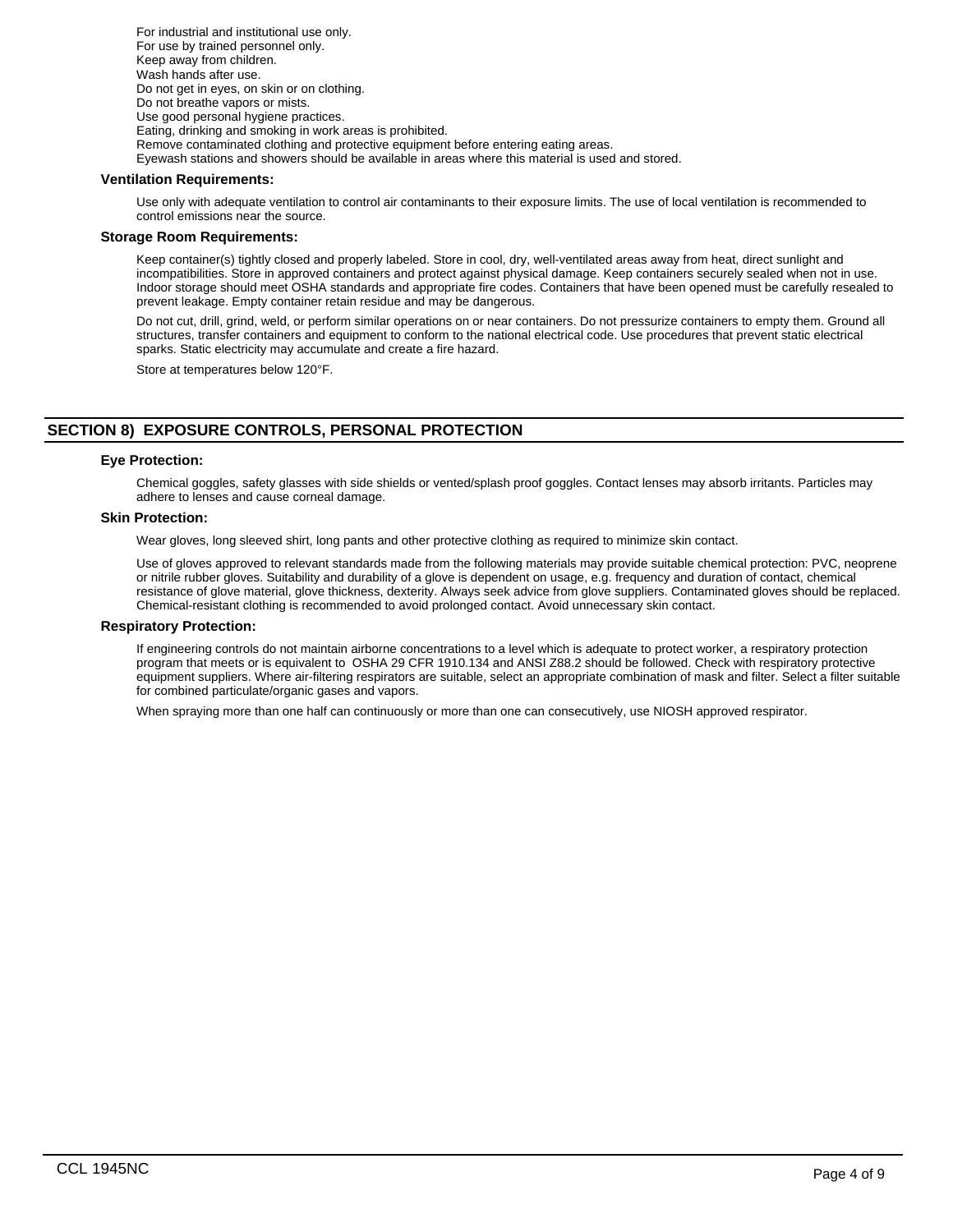For industrial and institutional use only.
For use by trained personnel only.
Keep away from children.
Wash hands after use.
Do not get in eyes, on skin or on clothing.
Do not breathe vapors or mists.
Use good personal hygiene practices.
Eating, drinking and smoking in work areas is prohibited.
Remove contaminated clothing and protective equipment before entering eating areas.
Eyewash stations and showers should be available in areas where this material is used and stored.

### Ventilation Requirements:

Use only with adequate ventilation to control air contaminants to their exposure limits. The use of local ventilation is recommended to control emissions near the source.

### Storage Room Requirements:

Keep container(s) tightly closed and properly labeled. Store in cool, dry, well-ventilated areas away from heat, direct sunlight and incompatibilities. Store in approved containers and protect against physical damage. Keep containers securely sealed when not in use. Indoor storage should meet OSHA standards and appropriate fire codes. Containers that have been opened must be carefully resealed to prevent leakage. Empty container retain residue and may be dangerous.

Do not cut, drill, grind, weld, or perform similar operations on or near containers. Do not pressurize containers to empty them. Ground all structures, transfer containers and equipment to conform to the national electrical code. Use procedures that prevent static electrical sparks. Static electricity may accumulate and create a fire hazard.

Store at temperatures below 120°F.

## SECTION 8) EXPOSURE CONTROLS, PERSONAL PROTECTION

### Eye Protection:

Chemical goggles, safety glasses with side shields or vented/splash proof goggles. Contact lenses may absorb irritants. Particles may adhere to lenses and cause corneal damage.

### Skin Protection:

Wear gloves, long sleeved shirt, long pants and other protective clothing as required to minimize skin contact.

Use of gloves approved to relevant standards made from the following materials may provide suitable chemical protection: PVC, neoprene or nitrile rubber gloves. Suitability and durability of a glove is dependent on usage, e.g. frequency and duration of contact, chemical resistance of glove material, glove thickness, dexterity. Always seek advice from glove suppliers. Contaminated gloves should be replaced. Chemical-resistant clothing is recommended to avoid prolonged contact. Avoid unnecessary skin contact.

### Respiratory Protection:

If engineering controls do not maintain airborne concentrations to a level which is adequate to protect worker, a respiratory protection program that meets or is equivalent to OSHA 29 CFR 1910.134 and ANSI Z88.2 should be followed. Check with respiratory protective equipment suppliers. Where air-filtering respirators are suitable, select an appropriate combination of mask and filter. Select a filter suitable for combined particulate/organic gases and vapors.

When spraying more than one half can continuously or more than one can consecutively, use NIOSH approved respirator.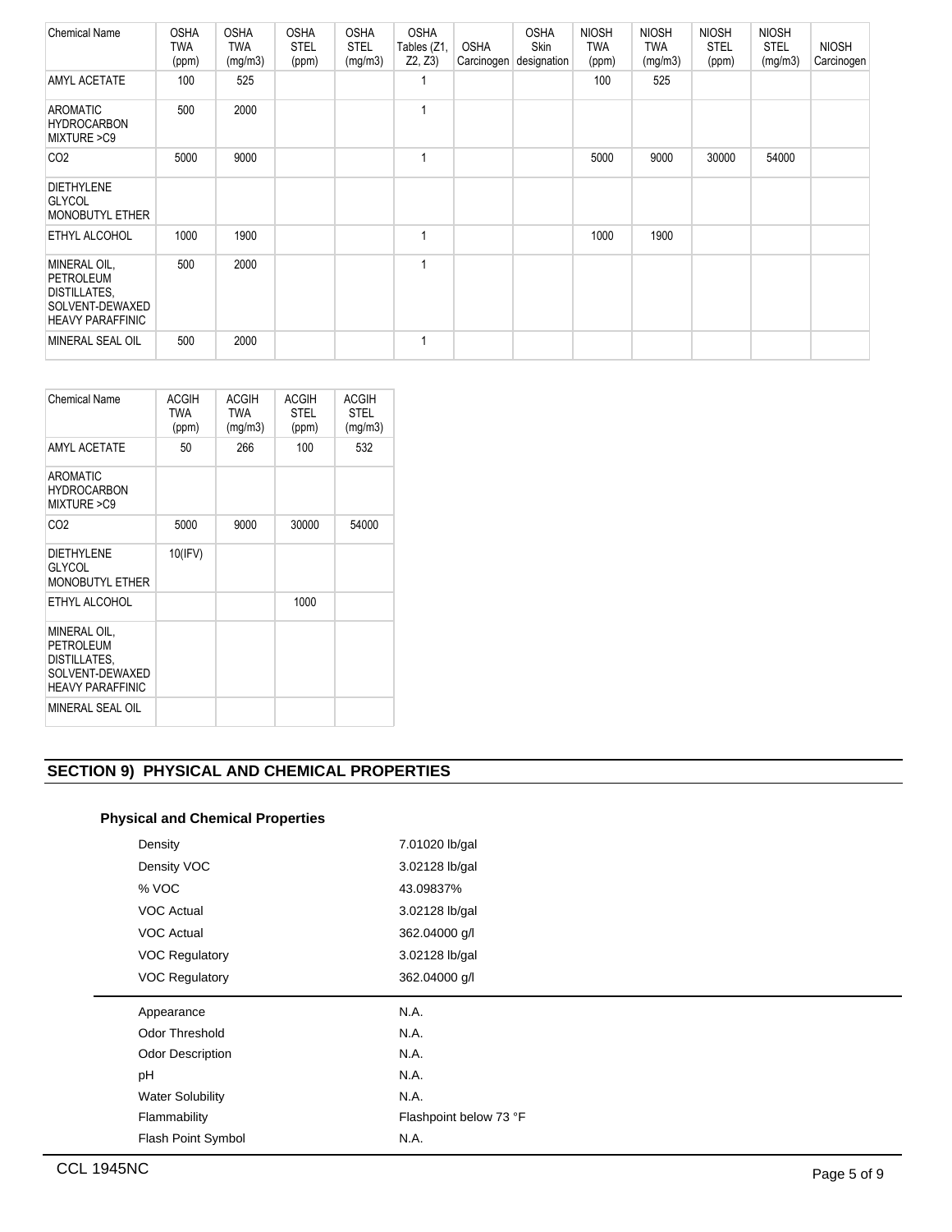| Chemical Name | OSHA TWA (ppm) | OSHA TWA (mg/m3) | OSHA STEL (ppm) | OSHA STEL (mg/m3) | OSHA Tables (Z1, Z2, Z3) | OSHA Carcinogen | OSHA Skin designation | NIOSH TWA (ppm) | NIOSH TWA (mg/m3) | NIOSH STEL (ppm) | NIOSH STEL (mg/m3) | NIOSH Carcinogen |
|---|---|---|---|---|---|---|---|---|---|---|---|---|
| AMYL ACETATE | 100 | 525 | | | 1 | | | 100 | 525 | | | |
| AROMATIC HYDROCARBON MIXTURE >C9 | 500 | 2000 | | | 1 | | | | | | | |
| CO2 | 5000 | 9000 | | | 1 | | | 5000 | 9000 | 30000 | 54000 | |
| DIETHYLENE GLYCOL MONOBUTYL ETHER | | | | | | | | | | | | |
| ETHYL ALCOHOL | 1000 | 1900 | | | 1 | | | 1000 | 1900 | | | |
| MINERAL OIL, PETROLEUM DISTILLATES, SOLVENT-DEWAXED HEAVY PARAFFINIC | 500 | 2000 | | | 1 | | | | | | | |
| MINERAL SEAL OIL | 500 | 2000 | | | 1 | | | | | | | |

| Chemical Name | ACGIH TWA (ppm) | ACGIH TWA (mg/m3) | ACGIH STEL (ppm) | ACGIH STEL (mg/m3) |
|---|---|---|---|---|
| AMYL ACETATE | 50 | 266 | 100 | 532 |
| AROMATIC HYDROCARBON MIXTURE >C9 | | | | |
| CO2 | 5000 | 9000 | 30000 | 54000 |
| DIETHYLENE GLYCOL MONOBUTYL ETHER | 10(IFV) | | | |
| ETHYL ALCOHOL | | | 1000 | |
| MINERAL OIL, PETROLEUM DISTILLATES, SOLVENT-DEWAXED HEAVY PARAFFINIC | | | | |
| MINERAL SEAL OIL | | | | |

## SECTION 9) PHYSICAL AND CHEMICAL PROPERTIES

### Physical and Chemical Properties

| | |
|---|---|
| Density | 7.01020 lb/gal |
| Density VOC | 3.02128 lb/gal |
| % VOC | 43.09837% |
| VOC Actual | 3.02128 lb/gal |
| VOC Actual | 362.04000 g/l |
| VOC Regulatory | 3.02128 lb/gal |
| VOC Regulatory | 362.04000 g/l |

| | |
|---|---|
| Appearance | N.A. |
| Odor Threshold | N.A. |
| Odor Description | N.A. |
| pH | N.A. |
| Water Solubility | N.A. |
| Flammability | Flashpoint below 73 °F |
| Flash Point Symbol | N.A. |

CCL 1945NC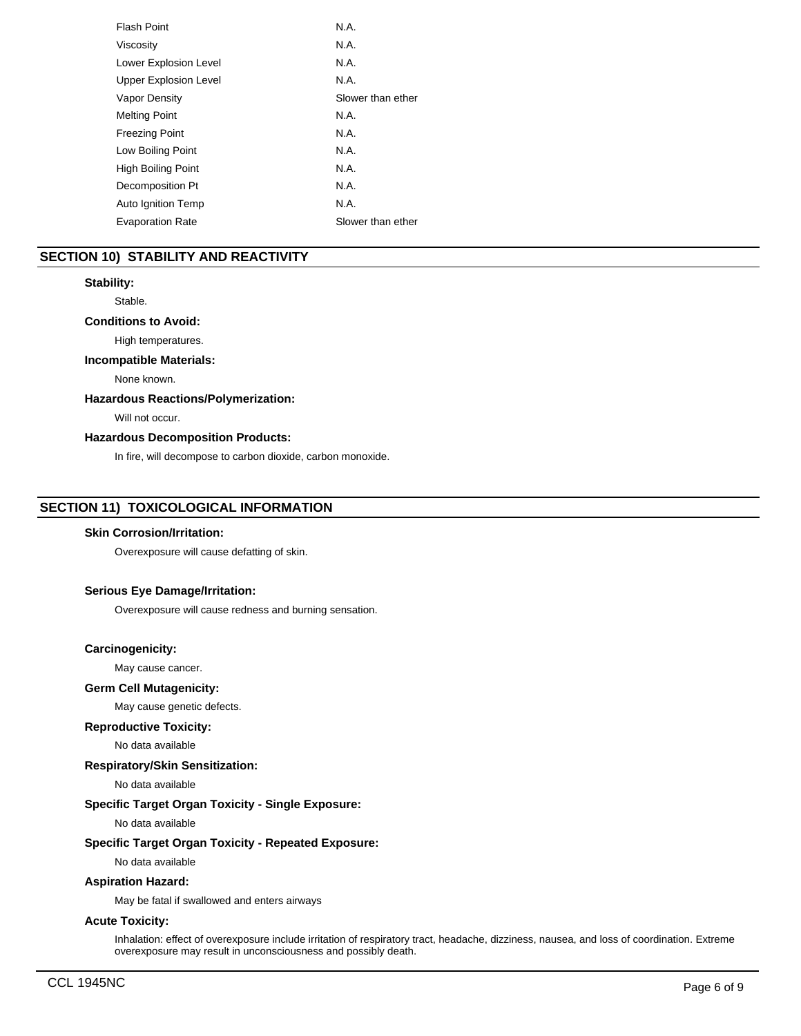| | |
|---|---|
| Flash Point | N.A. |
| Viscosity | N.A. |
| Lower Explosion Level | N.A. |
| Upper Explosion Level | N.A. |
| Vapor Density | Slower than ether |
| Melting Point | N.A. |
| Freezing Point | N.A. |
| Low Boiling Point | N.A. |
| High Boiling Point | N.A. |
| Decomposition Pt | N.A. |
| Auto Ignition Temp | N.A. |
| Evaporation Rate | Slower than ether |

## SECTION 10) STABILITY AND REACTIVITY

**Stability:**

Stable.

**Conditions to Avoid:**

High temperatures.

**Incompatible Materials:**

None known.

**Hazardous Reactions/Polymerization:**

Will not occur.

**Hazardous Decomposition Products:**

In fire, will decompose to carbon dioxide, carbon monoxide.

## SECTION 11) TOXICOLOGICAL INFORMATION

**Skin Corrosion/Irritation:**

Overexposure will cause defatting of skin.

**Serious Eye Damage/Irritation:**

Overexposure will cause redness and burning sensation.

**Carcinogenicity:**

May cause cancer.

**Germ Cell Mutagenicity:**

May cause genetic defects.

**Reproductive Toxicity:**

No data available

**Respiratory/Skin Sensitization:**

No data available

**Specific Target Organ Toxicity - Single Exposure:**

No data available

**Specific Target Organ Toxicity - Repeated Exposure:**

No data available

**Aspiration Hazard:**

May be fatal if swallowed and enters airways

**Acute Toxicity:**

Inhalation: effect of overexposure include irritation of respiratory tract, headache, dizziness, nausea, and loss of coordination. Extreme overexposure may result in unconsciousness and possibly death.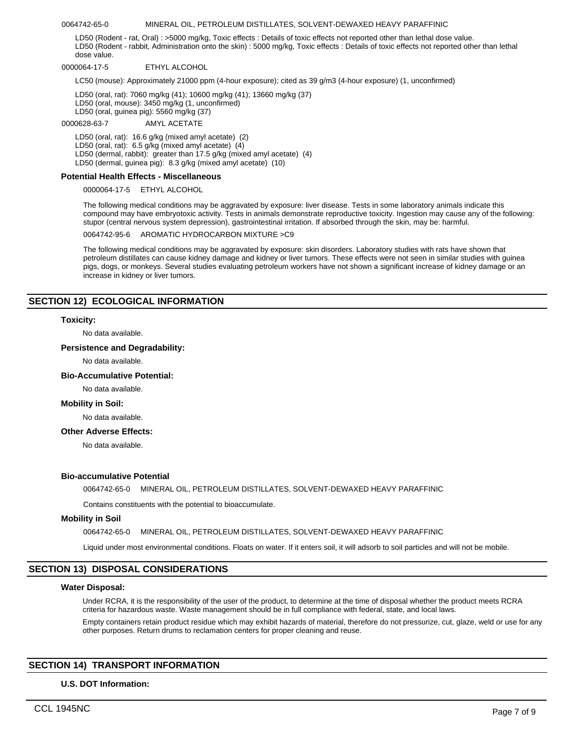0064742-65-0 MINERAL OIL, PETROLEUM DISTILLATES, SOLVENT-DEWAXED HEAVY PARAFFINIC

LD50 (Rodent - rat, Oral) : >5000 mg/kg, Toxic effects : Details of toxic effects not reported other than lethal dose value.
LD50 (Rodent - rabbit, Administration onto the skin) : 5000 mg/kg, Toxic effects : Details of toxic effects not reported other than lethal dose value.

0000064-17-5 ETHYL ALCOHOL

LC50 (mouse): Approximately 21000 ppm (4-hour exposure); cited as 39 g/m3 (4-hour exposure) (1, unconfirmed)

LD50 (oral, rat): 7060 mg/kg (41); 10600 mg/kg (41); 13660 mg/kg (37)
LD50 (oral, mouse): 3450 mg/kg (1, unconfirmed)
LD50 (oral, guinea pig): 5560 mg/kg (37)

0000628-63-7 AMYL ACETATE

LD50 (oral, rat): 16.6 g/kg (mixed amyl acetate) (2)
LD50 (oral, rat): 6.5 g/kg (mixed amyl acetate) (4)
LD50 (dermal, rabbit): greater than 17.5 g/kg (mixed amyl acetate) (4)
LD50 (dermal, guinea pig): 8.3 g/kg (mixed amyl acetate) (10)

**Potential Health Effects - Miscellaneous**

0000064-17-5 ETHYL ALCOHOL

The following medical conditions may be aggravated by exposure: liver disease. Tests in some laboratory animals indicate this compound may have embryotoxic activity. Tests in animals demonstrate reproductive toxicity. Ingestion may cause any of the following: stupor (central nervous system depression), gastrointestinal irritation. If absorbed through the skin, may be: harmful.

0064742-95-6 AROMATIC HYDROCARBON MIXTURE >C9

The following medical conditions may be aggravated by exposure: skin disorders. Laboratory studies with rats have shown that petroleum distillates can cause kidney damage and kidney or liver tumors. These effects were not seen in similar studies with guinea pigs, dogs, or monkeys. Several studies evaluating petroleum workers have not shown a significant increase of kidney damage or an increase in kidney or liver tumors.

## SECTION 12) ECOLOGICAL INFORMATION

**Toxicity:**

No data available.

**Persistence and Degradability:**

No data available.

**Bio-Accumulative Potential:**

No data available.

**Mobility in Soil:**

No data available.

**Other Adverse Effects:**

No data available.

**Bio-accumulative Potential**

0064742-65-0 MINERAL OIL, PETROLEUM DISTILLATES, SOLVENT-DEWAXED HEAVY PARAFFINIC

Contains constituents with the potential to bioaccumulate.

**Mobility in Soil**

0064742-65-0 MINERAL OIL, PETROLEUM DISTILLATES, SOLVENT-DEWAXED HEAVY PARAFFINIC

Liquid under most environmental conditions. Floats on water. If it enters soil, it will adsorb to soil particles and will not be mobile.

## SECTION 13) DISPOSAL CONSIDERATIONS

**Water Disposal:**

Under RCRA, it is the responsibility of the user of the product, to determine at the time of disposal whether the product meets RCRA criteria for hazardous waste. Waste management should be in full compliance with federal, state, and local laws.

Empty containers retain product residue which may exhibit hazards of material, therefore do not pressurize, cut, glaze, weld or use for any other purposes. Return drums to reclamation centers for proper cleaning and reuse.

## SECTION 14) TRANSPORT INFORMATION

**U.S. DOT Information:**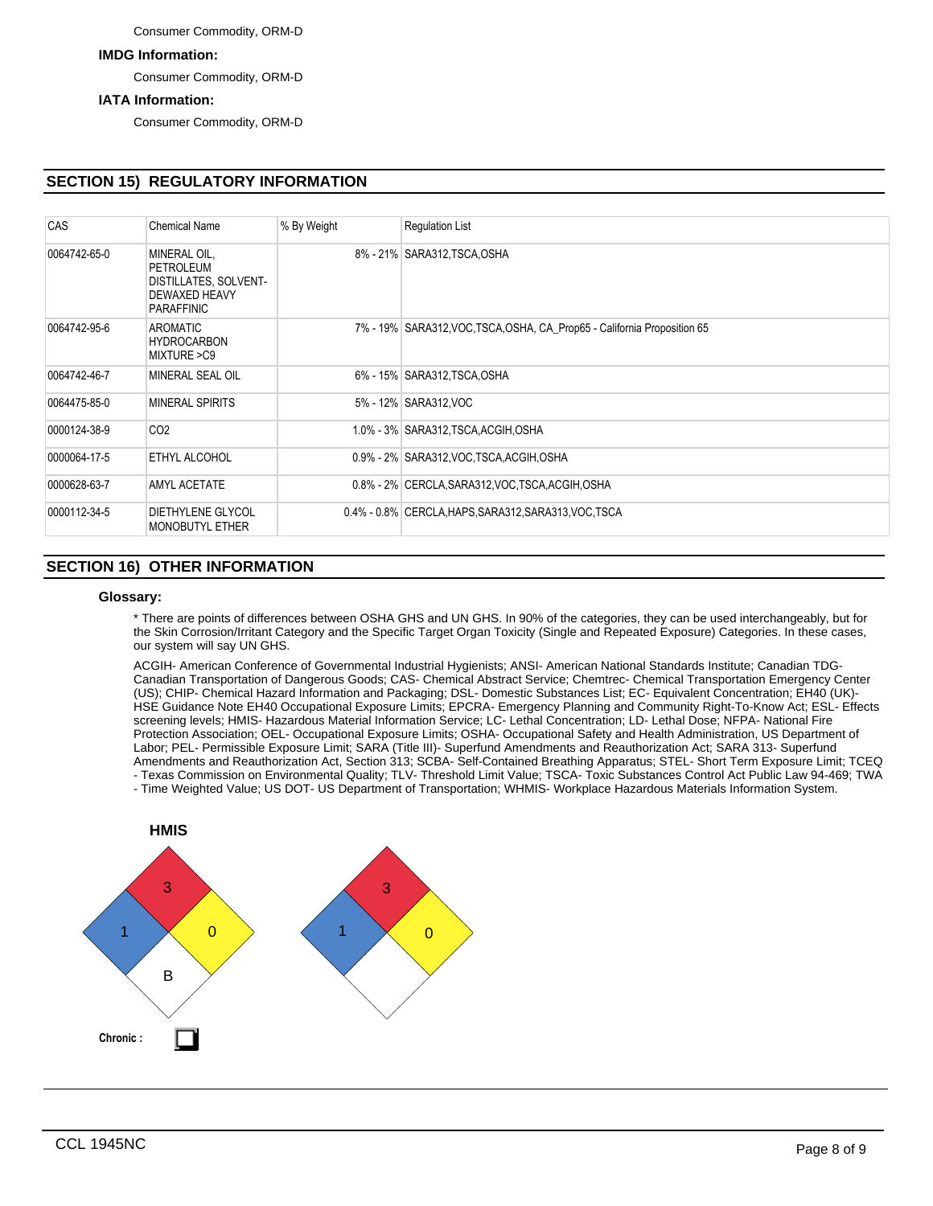Consumer Commodity, ORM-D

**IMDG Information:**

Consumer Commodity, ORM-D

**IATA Information:**

Consumer Commodity, ORM-D

## SECTION 15) REGULATORY INFORMATION

| CAS | Chemical Name | % By Weight | Regulation List |
|---|---|---|---|
| 0064742-65-0 | MINERAL OIL, PETROLEUM DISTILLATES, SOLVENT-DEWAXED HEAVY PARAFFINIC | 8% - 21% | SARA312,TSCA,OSHA |
| 0064742-95-6 | AROMATIC HYDROCARBON MIXTURE >C9 | 7% - 19% | SARA312,VOC,TSCA,OSHA, CA_Prop65 - California Proposition 65 |
| 0064742-46-7 | MINERAL SEAL OIL | 6% - 15% | SARA312,TSCA,OSHA |
| 0064475-85-0 | MINERAL SPIRITS | 5% - 12% | SARA312,VOC |
| 0000124-38-9 | CO2 | 1.0% - 3% | SARA312,TSCA,ACGIH,OSHA |
| 0000064-17-5 | ETHYL ALCOHOL | 0.9% - 2% | SARA312,VOC,TSCA,ACGIH,OSHA |
| 0000628-63-7 | AMYL ACETATE | 0.8% - 2% | CERCLA,SARA312,VOC,TSCA,ACGIH,OSHA |
| 0000112-34-5 | DIETHYLENE GLYCOL MONOBUTYL ETHER | 0.4% - 0.8% | CERCLA,HAPS,SARA312,SARA313,VOC,TSCA |

## SECTION 16) OTHER INFORMATION

**Glossary:**

* There are points of differences between OSHA GHS and UN GHS. In 90% of the categories, they can be used interchangeably, but for the Skin Corrosion/Irritant Category and the Specific Target Organ Toxicity (Single and Repeated Exposure) Categories. In these cases, our system will say UN GHS.

ACGIH- American Conference of Governmental Industrial Hygienists; ANSI- American National Standards Institute; Canadian TDG- Canadian Transportation of Dangerous Goods; CAS- Chemical Abstract Service; Chemtrec- Chemical Transportation Emergency Center (US); CHIP- Chemical Hazard Information and Packaging; DSL- Domestic Substances List; EC- Equivalent Concentration; EH40 (UK)- HSE Guidance Note EH40 Occupational Exposure Limits; EPCRA- Emergency Planning and Community Right-To-Know Act; ESL- Effects screening levels; HMIS- Hazardous Material Information Service; LC- Lethal Concentration; LD- Lethal Dose; NFPA- National Fire Protection Association; OEL- Occupational Exposure Limits; OSHA- Occupational Safety and Health Administration, US Department of Labor; PEL- Permissible Exposure Limit; SARA (Title III)- Superfund Amendments and Reauthorization Act; SARA 313- Superfund Amendments and Reauthorization Act, Section 313; SCBA- Self-Contained Breathing Apparatus; STEL- Short Term Exposure Limit; TCEQ - Texas Commission on Environmental Quality; TLV- Threshold Limit Value; TSCA- Toxic Substances Control Act Public Law 94-469; TWA - Time Weighted Value; US DOT- US Department of Transportation; WHMIS- Workplace Hazardous Materials Information System.

**HMIS**

Health: 1, Flammability: 3, Reactivity: 0, Special: B

NFPA: Health: 1, Flammability: 3, Reactivity: 0

**Chronic :** ☐

CCL 1945NC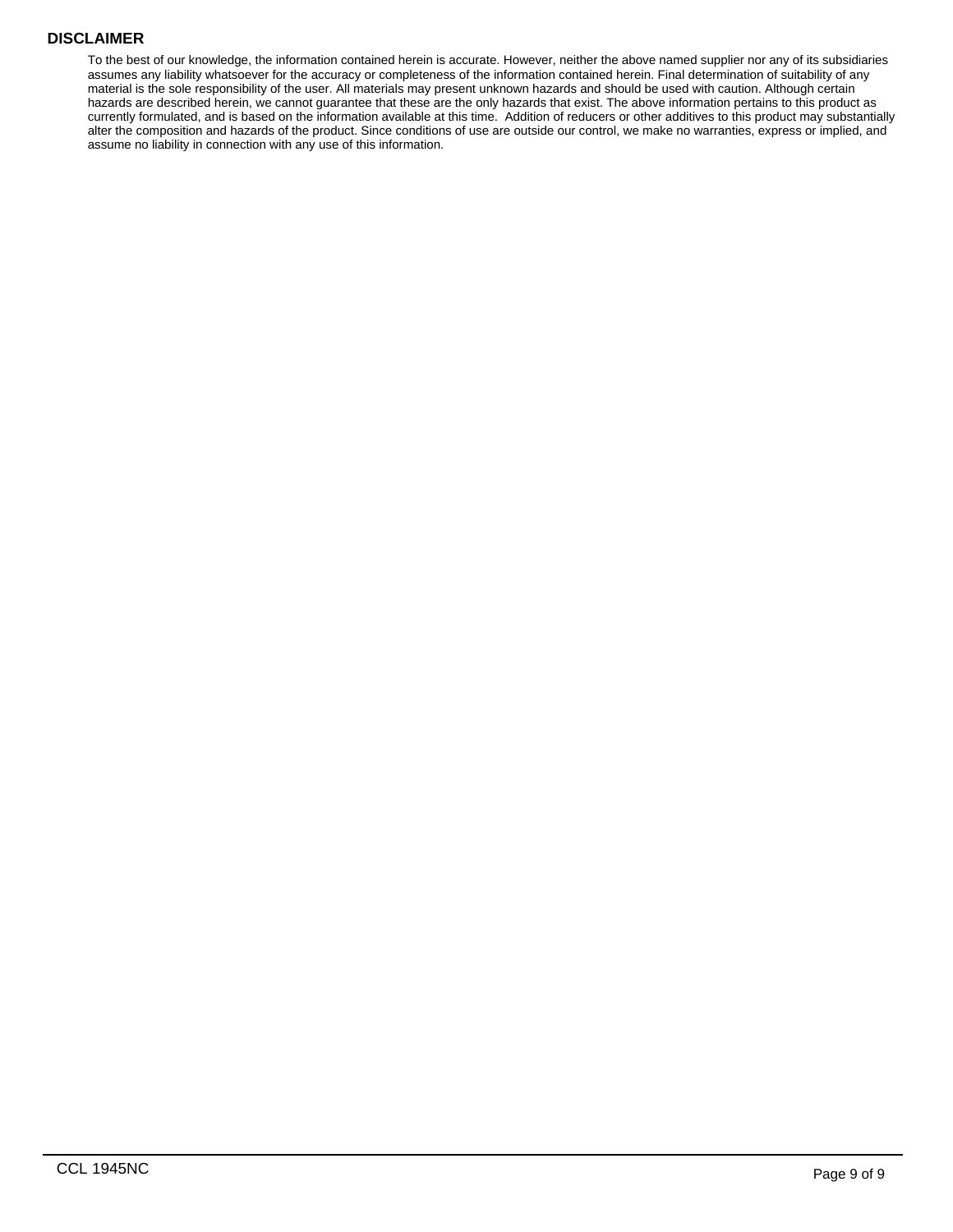## DISCLAIMER

To the best of our knowledge, the information contained herein is accurate. However, neither the above named supplier nor any of its subsidiaries assumes any liability whatsoever for the accuracy or completeness of the information contained herein. Final determination of suitability of any material is the sole responsibility of the user. All materials may present unknown hazards and should be used with caution. Although certain hazards are described herein, we cannot guarantee that these are the only hazards that exist. The above information pertains to this product as currently formulated, and is based on the information available at this time. Addition of reducers or other additives to this product may substantially alter the composition and hazards of the product. Since conditions of use are outside our control, we make no warranties, express or implied, and assume no liability in connection with any use of this information.